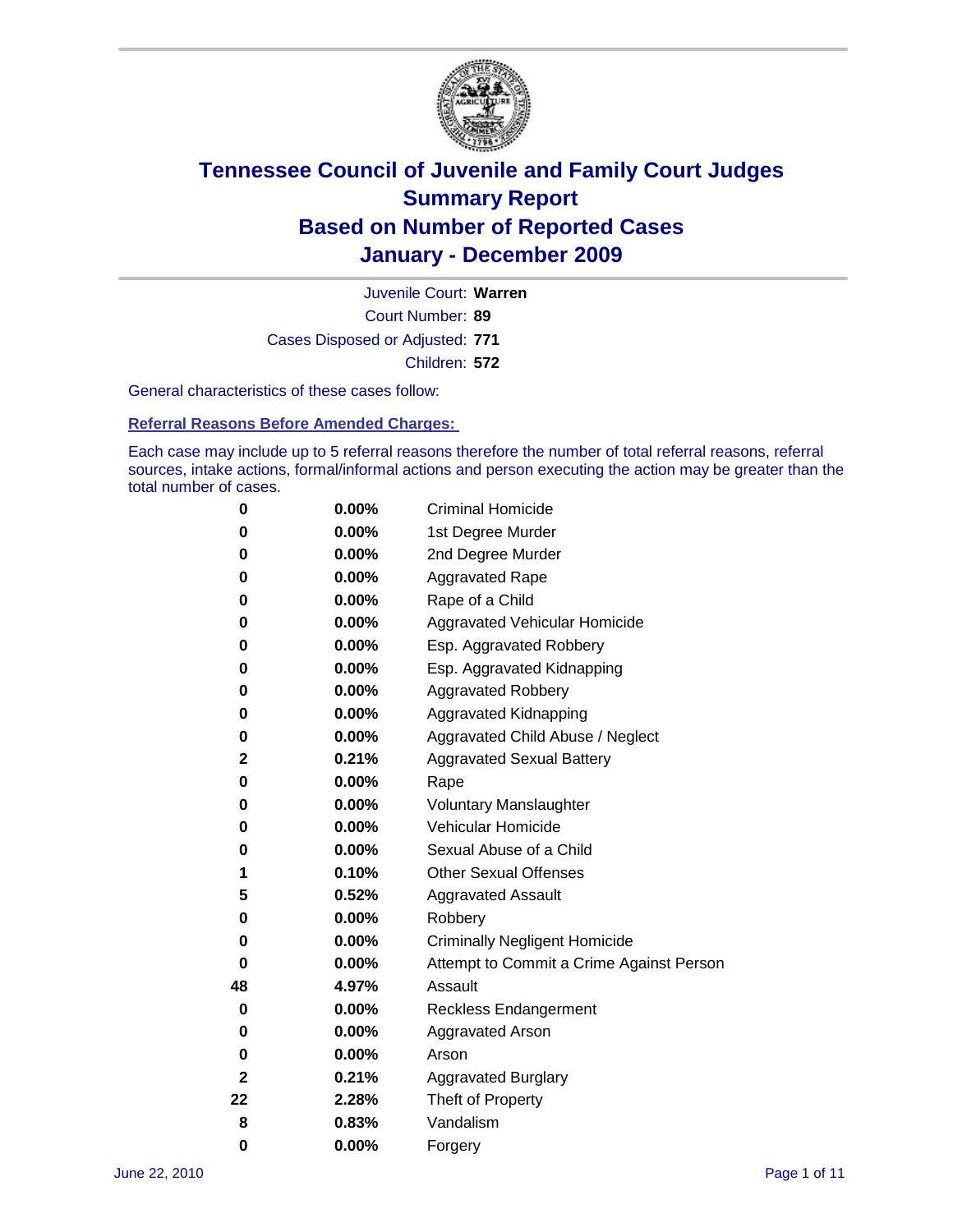# Tennessee Council of Juvenile and Family Court Judges
## Summary Report
## Based on Number of Reported Cases
## January - December 2009

Juvenile Court: **Warren**
Court Number: **89**
Cases Disposed or Adjusted: **771**
Children: **572**

General characteristics of these cases follow:

### Referral Reasons Before Amended Charges:

Each case may include up to 5 referral reasons therefore the number of total referral reasons, referral sources, intake actions, formal/informal actions and person executing the action may be greater than the total number of cases.

| | | |
|---|---|---|
| 0 | 0.00% | Criminal Homicide |
| 0 | 0.00% | 1st Degree Murder |
| 0 | 0.00% | 2nd Degree Murder |
| 0 | 0.00% | Aggravated Rape |
| 0 | 0.00% | Rape of a Child |
| 0 | 0.00% | Aggravated Vehicular Homicide |
| 0 | 0.00% | Esp. Aggravated Robbery |
| 0 | 0.00% | Esp. Aggravated Kidnapping |
| 0 | 0.00% | Aggravated Robbery |
| 0 | 0.00% | Aggravated Kidnapping |
| 0 | 0.00% | Aggravated Child Abuse / Neglect |
| 2 | 0.21% | Aggravated Sexual Battery |
| 0 | 0.00% | Rape |
| 0 | 0.00% | Voluntary Manslaughter |
| 0 | 0.00% | Vehicular Homicide |
| 0 | 0.00% | Sexual Abuse of a Child |
| 1 | 0.10% | Other Sexual Offenses |
| 5 | 0.52% | Aggravated Assault |
| 0 | 0.00% | Robbery |
| 0 | 0.00% | Criminally Negligent Homicide |
| 0 | 0.00% | Attempt to Commit a Crime Against Person |
| 48 | 4.97% | Assault |
| 0 | 0.00% | Reckless Endangerment |
| 0 | 0.00% | Aggravated Arson |
| 0 | 0.00% | Arson |
| 2 | 0.21% | Aggravated Burglary |
| 22 | 2.28% | Theft of Property |
| 8 | 0.83% | Vandalism |
| 0 | 0.00% | Forgery |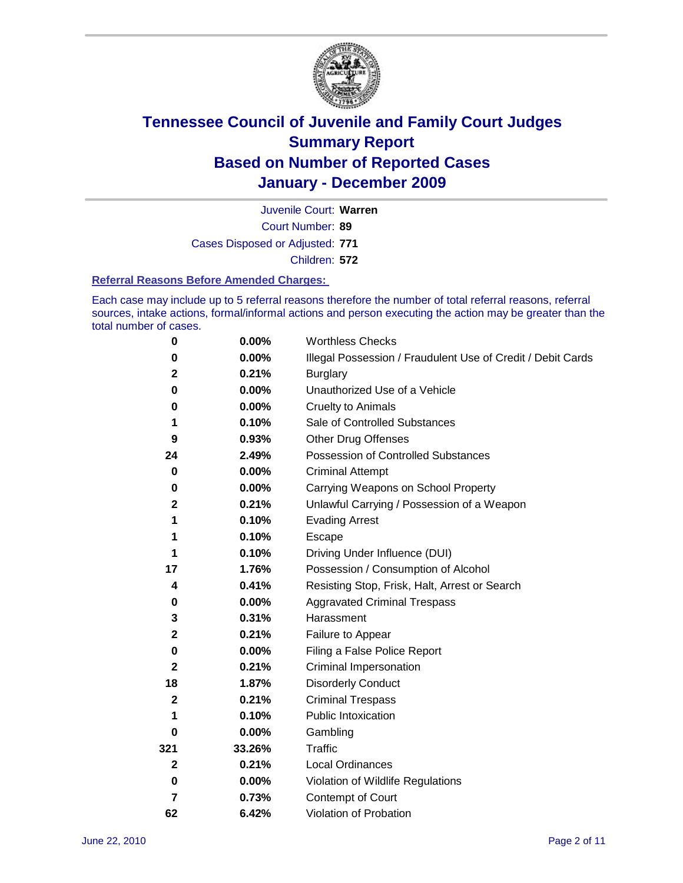# Tennessee Council of Juvenile and Family Court Judges
# Summary Report
# Based on Number of Reported Cases
# January - December 2009

Juvenile Court: **Warren**

Court Number: **89**

Cases Disposed or Adjusted: **771**

Children: **572**

### Referral Reasons Before Amended Charges:

Each case may include up to 5 referral reasons therefore the number of total referral reasons, referral sources, intake actions, formal/informal actions and person executing the action may be greater than the total number of cases.

| Count | Percent | Referral Reason |
|---|---|---|
| 0 | 0.00% | Worthless Checks |
| 0 | 0.00% | Illegal Possession / Fraudulent Use of Credit / Debit Cards |
| 2 | 0.21% | Burglary |
| 0 | 0.00% | Unauthorized Use of a Vehicle |
| 0 | 0.00% | Cruelty to Animals |
| 1 | 0.10% | Sale of Controlled Substances |
| 9 | 0.93% | Other Drug Offenses |
| 24 | 2.49% | Possession of Controlled Substances |
| 0 | 0.00% | Criminal Attempt |
| 0 | 0.00% | Carrying Weapons on School Property |
| 2 | 0.21% | Unlawful Carrying / Possession of a Weapon |
| 1 | 0.10% | Evading Arrest |
| 1 | 0.10% | Escape |
| 1 | 0.10% | Driving Under Influence (DUI) |
| 17 | 1.76% | Possession / Consumption of Alcohol |
| 4 | 0.41% | Resisting Stop, Frisk, Halt, Arrest or Search |
| 0 | 0.00% | Aggravated Criminal Trespass |
| 3 | 0.31% | Harassment |
| 2 | 0.21% | Failure to Appear |
| 0 | 0.00% | Filing a False Police Report |
| 2 | 0.21% | Criminal Impersonation |
| 18 | 1.87% | Disorderly Conduct |
| 2 | 0.21% | Criminal Trespass |
| 1 | 0.10% | Public Intoxication |
| 0 | 0.00% | Gambling |
| 321 | 33.26% | Traffic |
| 2 | 0.21% | Local Ordinances |
| 0 | 0.00% | Violation of Wildlife Regulations |
| 7 | 0.73% | Contempt of Court |
| 62 | 6.42% | Violation of Probation |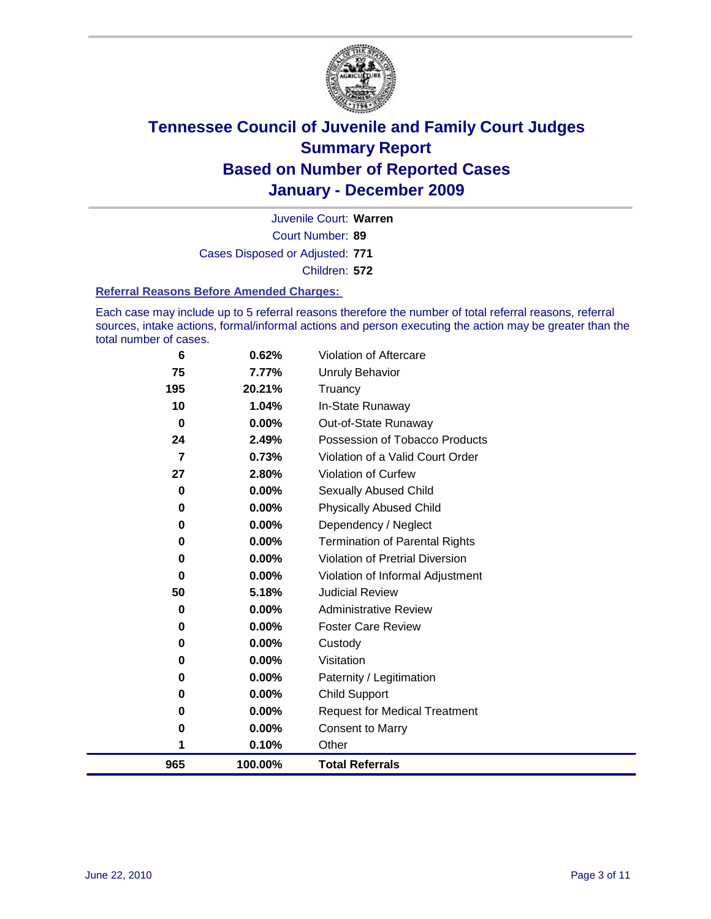# Tennessee Council of Juvenile and Family Court Judges
## Summary Report
## Based on Number of Reported Cases
## January - December 2009

Juvenile Court: **Warren**

Court Number: **89**

Cases Disposed or Adjusted: **771**

Children: **572**

### Referral Reasons Before Amended Charges:

Each case may include up to 5 referral reasons therefore the number of total referral reasons, referral sources, intake actions, formal/informal actions and person executing the action may be greater than the total number of cases.

| Count | Percent | Referral Reason |
|---|---|---|
| 6 | 0.62% | Violation of Aftercare |
| 75 | 7.77% | Unruly Behavior |
| 195 | 20.21% | Truancy |
| 10 | 1.04% | In-State Runaway |
| 0 | 0.00% | Out-of-State Runaway |
| 24 | 2.49% | Possession of Tobacco Products |
| 7 | 0.73% | Violation of a Valid Court Order |
| 27 | 2.80% | Violation of Curfew |
| 0 | 0.00% | Sexually Abused Child |
| 0 | 0.00% | Physically Abused Child |
| 0 | 0.00% | Dependency / Neglect |
| 0 | 0.00% | Termination of Parental Rights |
| 0 | 0.00% | Violation of Pretrial Diversion |
| 0 | 0.00% | Violation of Informal Adjustment |
| 50 | 5.18% | Judicial Review |
| 0 | 0.00% | Administrative Review |
| 0 | 0.00% | Foster Care Review |
| 0 | 0.00% | Custody |
| 0 | 0.00% | Visitation |
| 0 | 0.00% | Paternity / Legitimation |
| 0 | 0.00% | Child Support |
| 0 | 0.00% | Request for Medical Treatment |
| 0 | 0.00% | Consent to Marry |
| 1 | 0.10% | Other |
| **965** | **100.00%** | **Total Referrals** |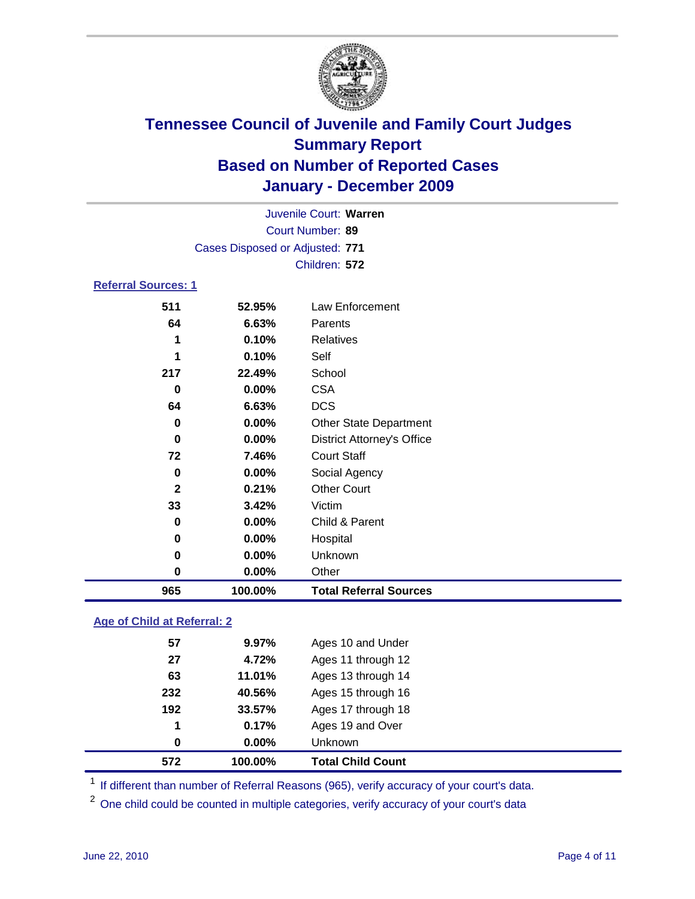# Tennessee Council of Juvenile and Family Court Judges
## Summary Report
## Based on Number of Reported Cases
## January - December 2009

Juvenile Court: **Warren**
Court Number: **89**
Cases Disposed or Adjusted: **771**
Children: **572**

### Referral Sources: 1

| Count | Percent | Source |
|---|---|---|
| 511 | 52.95% | Law Enforcement |
| 64 | 6.63% | Parents |
| 1 | 0.10% | Relatives |
| 1 | 0.10% | Self |
| 217 | 22.49% | School |
| 0 | 0.00% | CSA |
| 64 | 6.63% | DCS |
| 0 | 0.00% | Other State Department |
| 0 | 0.00% | District Attorney's Office |
| 72 | 7.46% | Court Staff |
| 0 | 0.00% | Social Agency |
| 2 | 0.21% | Other Court |
| 33 | 3.42% | Victim |
| 0 | 0.00% | Child & Parent |
| 0 | 0.00% | Hospital |
| 0 | 0.00% | Unknown |
| 0 | 0.00% | Other |
| **965** | **100.00%** | **Total Referral Sources** |

### Age of Child at Referral: 2

| Count | Percent | Age |
|---|---|---|
| 57 | 9.97% | Ages 10 and Under |
| 27 | 4.72% | Ages 11 through 12 |
| 63 | 11.01% | Ages 13 through 14 |
| 232 | 40.56% | Ages 15 through 16 |
| 192 | 33.57% | Ages 17 through 18 |
| 1 | 0.17% | Ages 19 and Over |
| 0 | 0.00% | Unknown |
| **572** | **100.00%** | **Total Child Count** |

[1] If different than number of Referral Reasons (965), verify accuracy of your court's data.

[2] One child could be counted in multiple categories, verify accuracy of your court's data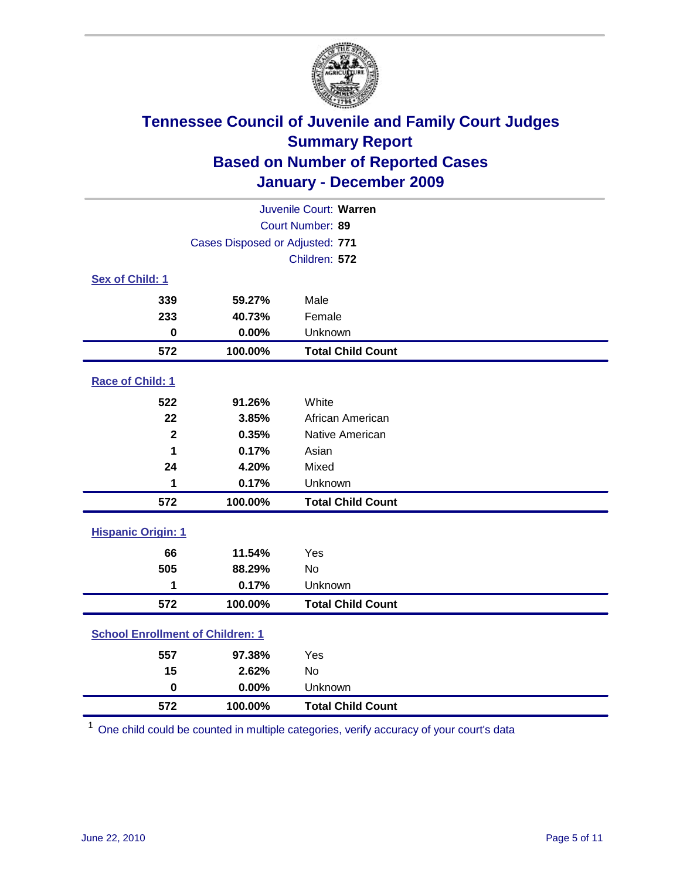# Tennessee Council of Juvenile and Family Court Judges
## Summary Report
## Based on Number of Reported Cases
## January - December 2009

Juvenile Court: **Warren**

Court Number: **89**

Cases Disposed or Adjusted: **771**

Children: **572**

### Sex of Child: 1

| Count | Percent | Category |
|---|---|---|
| 339 | 59.27% | Male |
| 233 | 40.73% | Female |
| 0 | 0.00% | Unknown |
| **572** | **100.00%** | **Total Child Count** |

### Race of Child: 1

| Count | Percent | Category |
|---|---|---|
| 522 | 91.26% | White |
| 22 | 3.85% | African American |
| 2 | 0.35% | Native American |
| 1 | 0.17% | Asian |
| 24 | 4.20% | Mixed |
| 1 | 0.17% | Unknown |
| **572** | **100.00%** | **Total Child Count** |

### Hispanic Origin: 1

| Count | Percent | Category |
|---|---|---|
| 66 | 11.54% | Yes |
| 505 | 88.29% | No |
| 1 | 0.17% | Unknown |
| **572** | **100.00%** | **Total Child Count** |

### School Enrollment of Children: 1

| Count | Percent | Category |
|---|---|---|
| 557 | 97.38% | Yes |
| 15 | 2.62% | No |
| 0 | 0.00% | Unknown |
| **572** | **100.00%** | **Total Child Count** |

[1] One child could be counted in multiple categories, verify accuracy of your court's data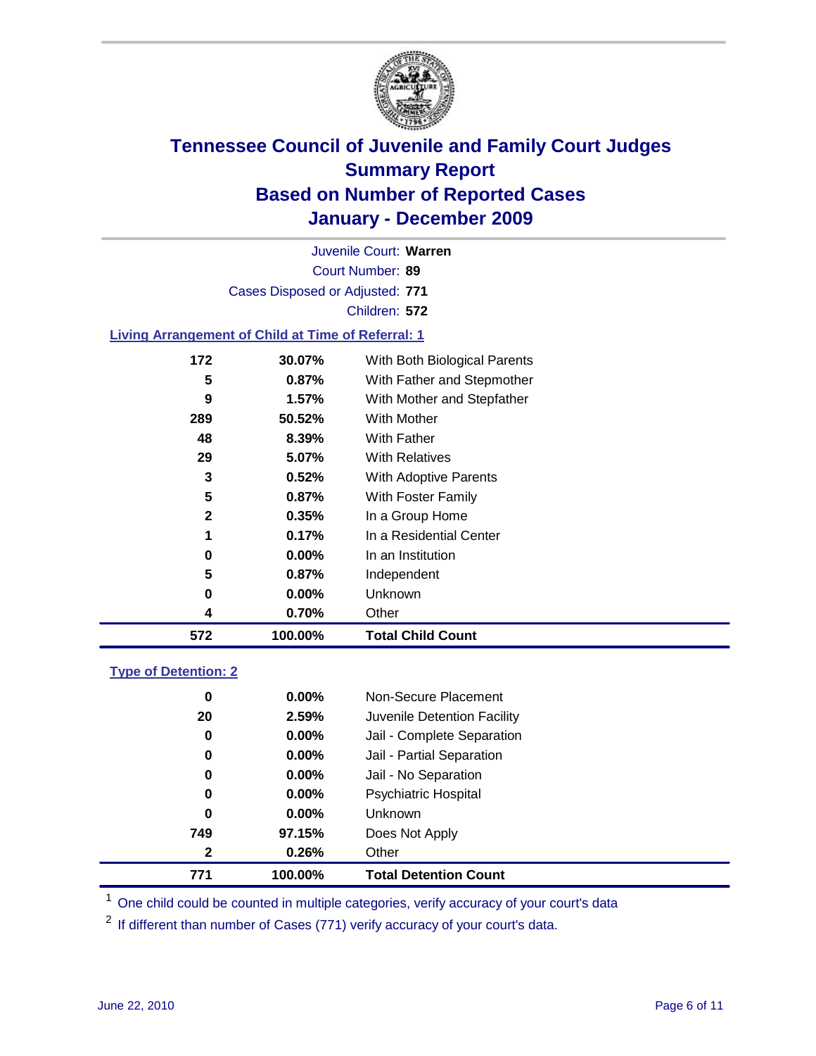# Tennessee Council of Juvenile and Family Court Judges
## Summary Report
## Based on Number of Reported Cases
## January - December 2009

Juvenile Court: **Warren**

Court Number: **89**

Cases Disposed or Adjusted: **771**

Children: **572**

### Living Arrangement of Child at Time of Referral: 1

| Count | Percent | Category |
|---|---|---|
| 172 | 30.07% | With Both Biological Parents |
| 5 | 0.87% | With Father and Stepmother |
| 9 | 1.57% | With Mother and Stepfather |
| 289 | 50.52% | With Mother |
| 48 | 8.39% | With Father |
| 29 | 5.07% | With Relatives |
| 3 | 0.52% | With Adoptive Parents |
| 5 | 0.87% | With Foster Family |
| 2 | 0.35% | In a Group Home |
| 1 | 0.17% | In a Residential Center |
| 0 | 0.00% | In an Institution |
| 5 | 0.87% | Independent |
| 0 | 0.00% | Unknown |
| 4 | 0.70% | Other |
| **572** | **100.00%** | **Total Child Count** |

### Type of Detention: 2

| Count | Percent | Category |
|---|---|---|
| 0 | 0.00% | Non-Secure Placement |
| 20 | 2.59% | Juvenile Detention Facility |
| 0 | 0.00% | Jail - Complete Separation |
| 0 | 0.00% | Jail - Partial Separation |
| 0 | 0.00% | Jail - No Separation |
| 0 | 0.00% | Psychiatric Hospital |
| 0 | 0.00% | Unknown |
| 749 | 97.15% | Does Not Apply |
| 2 | 0.26% | Other |
| **771** | **100.00%** | **Total Detention Count** |

[1] One child could be counted in multiple categories, verify accuracy of your court's data

[2] If different than number of Cases (771) verify accuracy of your court's data.

June 22, 2010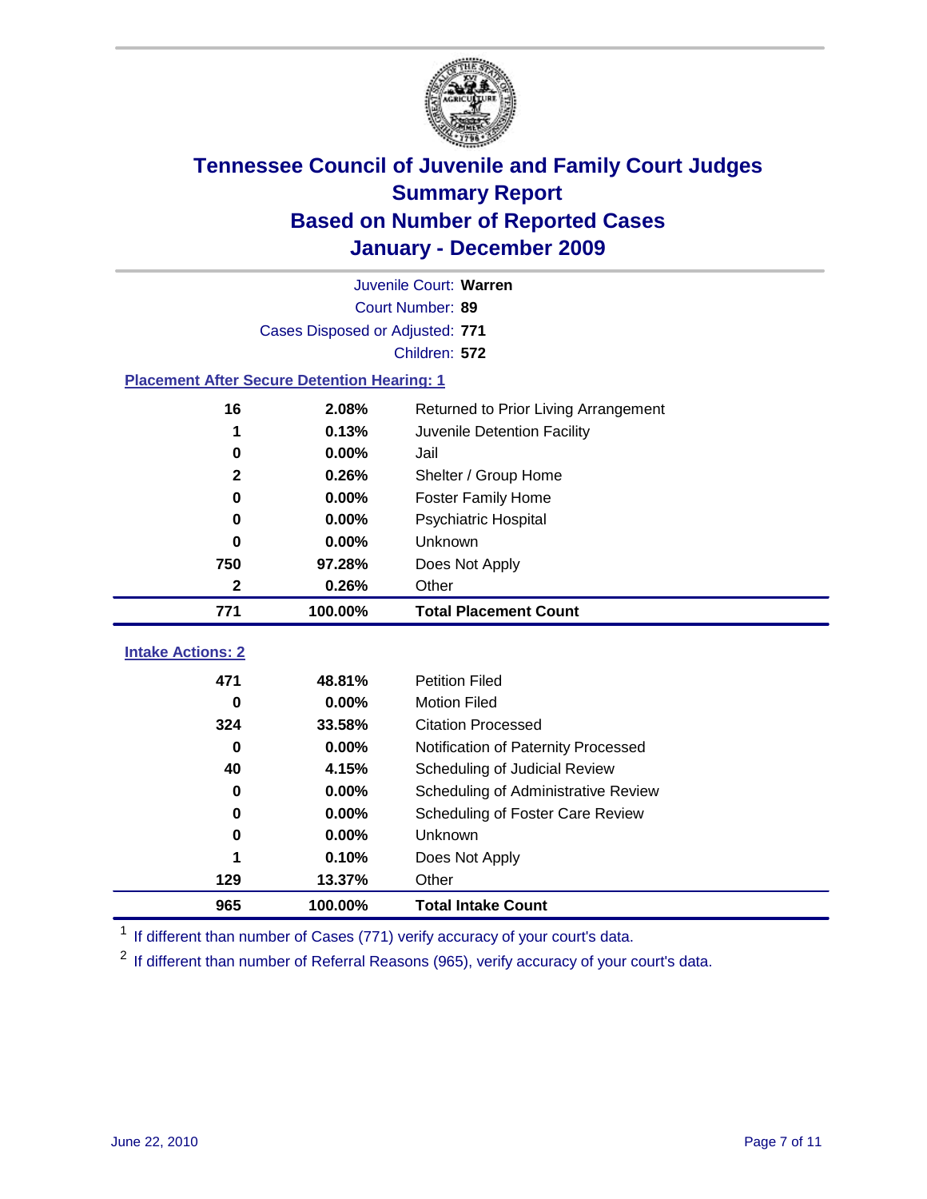# Tennessee Council of Juvenile and Family Court Judges
## Summary Report
## Based on Number of Reported Cases
## January - December 2009

Juvenile Court: **Warren**

Court Number: **89**

Cases Disposed or Adjusted: **771**

Children: **572**

### Placement After Secure Detention Hearing: 1

| Count | Percent | Placement |
|---|---|---|
| 16 | 2.08% | Returned to Prior Living Arrangement |
| 1 | 0.13% | Juvenile Detention Facility |
| 0 | 0.00% | Jail |
| 2 | 0.26% | Shelter / Group Home |
| 0 | 0.00% | Foster Family Home |
| 0 | 0.00% | Psychiatric Hospital |
| 0 | 0.00% | Unknown |
| 750 | 97.28% | Does Not Apply |
| 2 | 0.26% | Other |
| **771** | **100.00%** | **Total Placement Count** |

### Intake Actions: 2

| Count | Percent | Intake Action |
|---|---|---|
| 471 | 48.81% | Petition Filed |
| 0 | 0.00% | Motion Filed |
| 324 | 33.58% | Citation Processed |
| 0 | 0.00% | Notification of Paternity Processed |
| 40 | 4.15% | Scheduling of Judicial Review |
| 0 | 0.00% | Scheduling of Administrative Review |
| 0 | 0.00% | Scheduling of Foster Care Review |
| 0 | 0.00% | Unknown |
| 1 | 0.10% | Does Not Apply |
| 129 | 13.37% | Other |
| **965** | **100.00%** | **Total Intake Count** |

[1] If different than number of Cases (771) verify accuracy of your court's data.

[2] If different than number of Referral Reasons (965), verify accuracy of your court's data.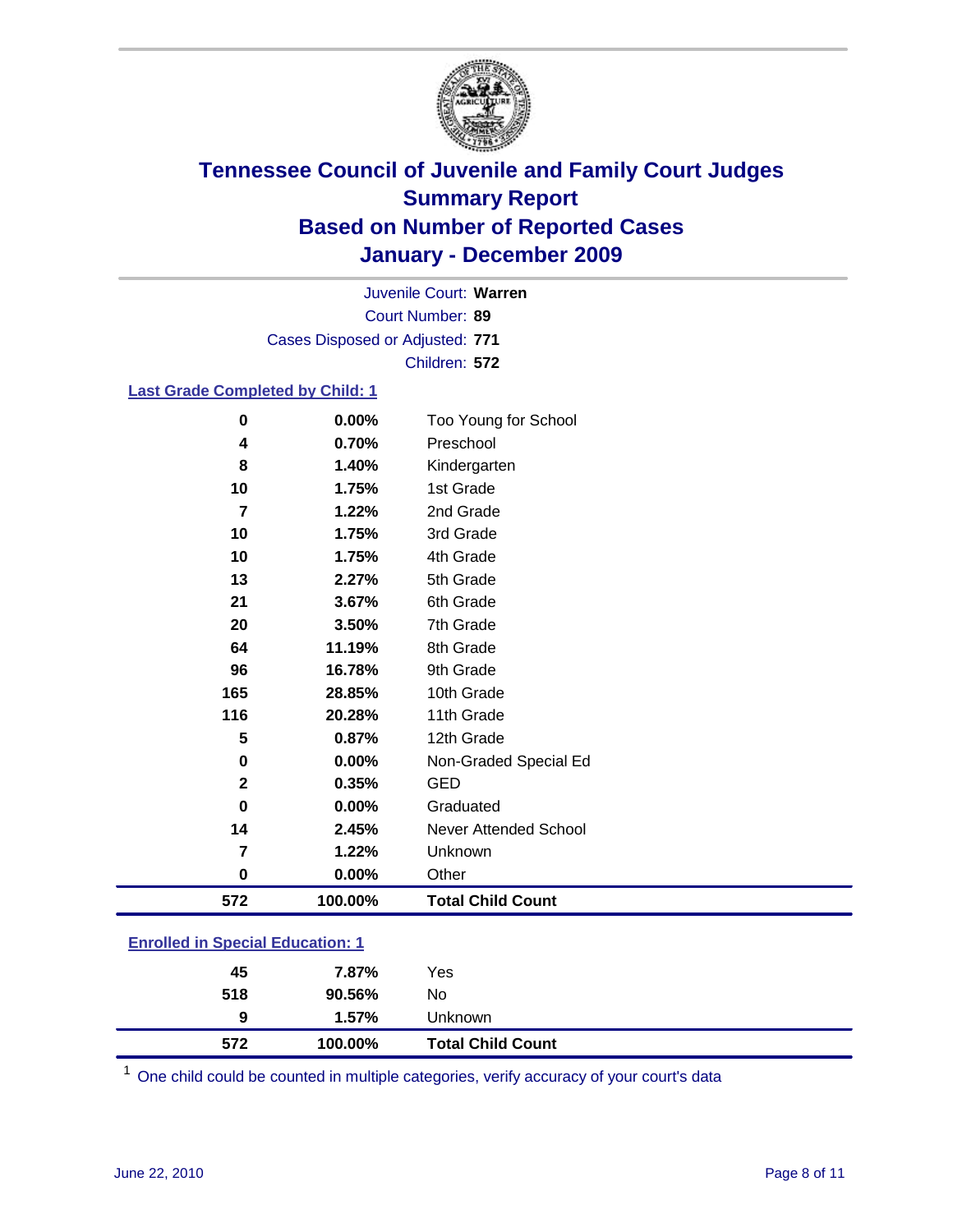# Tennessee Council of Juvenile and Family Court Judges
## Summary Report
## Based on Number of Reported Cases
## January - December 2009

Juvenile Court: **Warren**

Court Number: **89**

Cases Disposed or Adjusted: **771**

Children: **572**

### Last Grade Completed by Child: 1

| | | |
|---|---|---|
| 0 | 0.00% | Too Young for School |
| 4 | 0.70% | Preschool |
| 8 | 1.40% | Kindergarten |
| 10 | 1.75% | 1st Grade |
| 7 | 1.22% | 2nd Grade |
| 10 | 1.75% | 3rd Grade |
| 10 | 1.75% | 4th Grade |
| 13 | 2.27% | 5th Grade |
| 21 | 3.67% | 6th Grade |
| 20 | 3.50% | 7th Grade |
| 64 | 11.19% | 8th Grade |
| 96 | 16.78% | 9th Grade |
| 165 | 28.85% | 10th Grade |
| 116 | 20.28% | 11th Grade |
| 5 | 0.87% | 12th Grade |
| 0 | 0.00% | Non-Graded Special Ed |
| 2 | 0.35% | GED |
| 0 | 0.00% | Graduated |
| 14 | 2.45% | Never Attended School |
| 7 | 1.22% | Unknown |
| 0 | 0.00% | Other |
| **572** | **100.00%** | **Total Child Count** |

### Enrolled in Special Education: 1

| | | |
|---|---|---|
| 45 | 7.87% | Yes |
| 518 | 90.56% | No |
| 9 | 1.57% | Unknown |
| **572** | **100.00%** | **Total Child Count** |

[1] One child could be counted in multiple categories, verify accuracy of your court's data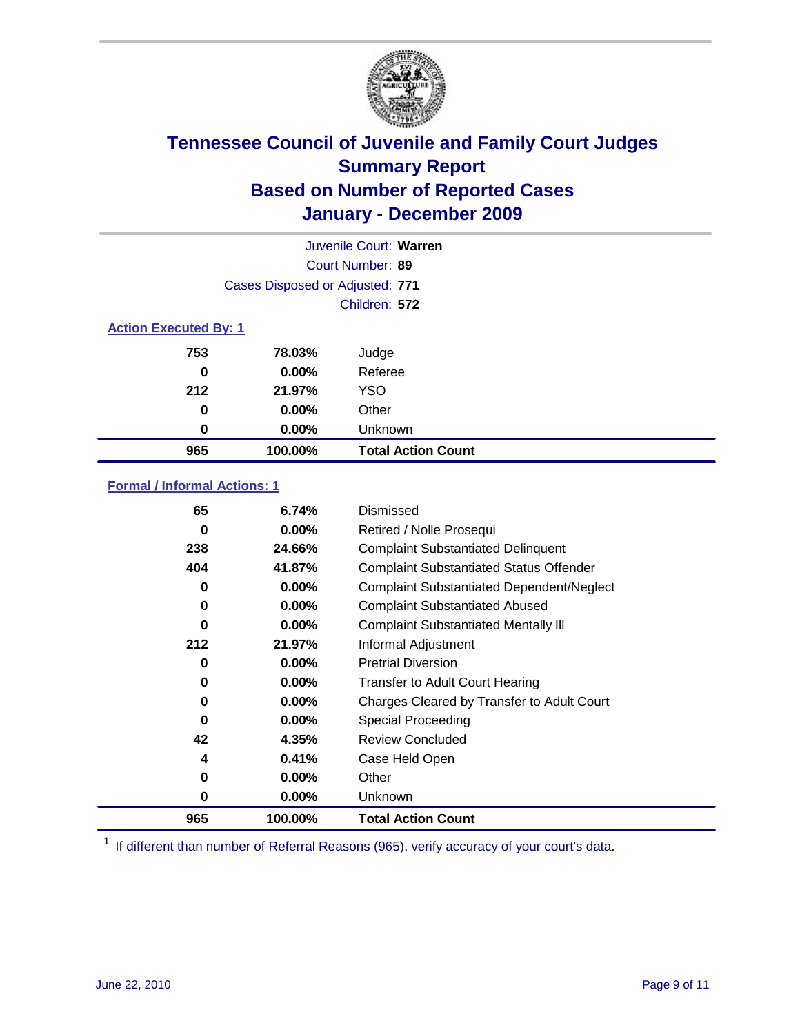# Tennessee Council of Juvenile and Family Court Judges
## Summary Report
## Based on Number of Reported Cases
## January - December 2009

Juvenile Court: **Warren**

Court Number: **89**

Cases Disposed or Adjusted: **771**

Children: **572**

### Action Executed By: 1

| | | |
|---|---|---|
| 753 | 78.03% | Judge |
| 0 | 0.00% | Referee |
| 212 | 21.97% | YSO |
| 0 | 0.00% | Other |
| 0 | 0.00% | Unknown |
| **965** | **100.00%** | **Total Action Count** |

### Formal / Informal Actions: 1

| | | |
|---|---|---|
| 65 | 6.74% | Dismissed |
| 0 | 0.00% | Retired / Nolle Prosequi |
| 238 | 24.66% | Complaint Substantiated Delinquent |
| 404 | 41.87% | Complaint Substantiated Status Offender |
| 0 | 0.00% | Complaint Substantiated Dependent/Neglect |
| 0 | 0.00% | Complaint Substantiated Abused |
| 0 | 0.00% | Complaint Substantiated Mentally Ill |
| 212 | 21.97% | Informal Adjustment |
| 0 | 0.00% | Pretrial Diversion |
| 0 | 0.00% | Transfer to Adult Court Hearing |
| 0 | 0.00% | Charges Cleared by Transfer to Adult Court |
| 0 | 0.00% | Special Proceeding |
| 42 | 4.35% | Review Concluded |
| 4 | 0.41% | Case Held Open |
| 0 | 0.00% | Other |
| 0 | 0.00% | Unknown |
| **965** | **100.00%** | **Total Action Count** |

[1] If different than number of Referral Reasons (965), verify accuracy of your court's data.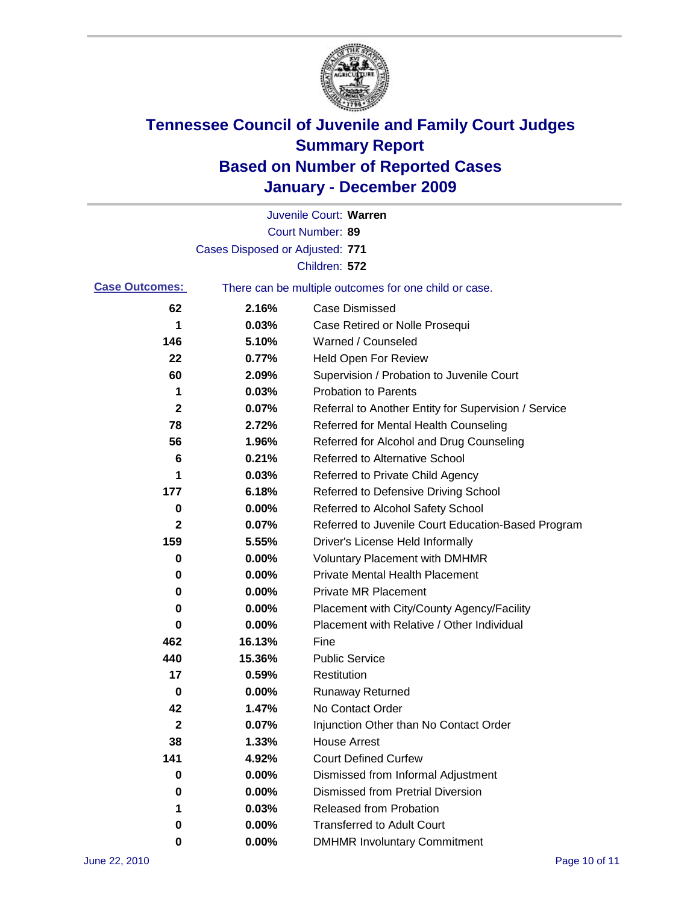# Tennessee Council of Juvenile and Family Court Judges
## Summary Report
## Based on Number of Reported Cases
## January - December 2009

Juvenile Court: **Warren**

Court Number: **89**

Cases Disposed or Adjusted: **771**

Children: **572**

**Case Outcomes:** There can be multiple outcomes for one child or case.

| Count | Percent | Outcome |
|---|---|---|
| 62 | 2.16% | Case Dismissed |
| 1 | 0.03% | Case Retired or Nolle Prosequi |
| 146 | 5.10% | Warned / Counseled |
| 22 | 0.77% | Held Open For Review |
| 60 | 2.09% | Supervision / Probation to Juvenile Court |
| 1 | 0.03% | Probation to Parents |
| 2 | 0.07% | Referral to Another Entity for Supervision / Service |
| 78 | 2.72% | Referred for Mental Health Counseling |
| 56 | 1.96% | Referred for Alcohol and Drug Counseling |
| 6 | 0.21% | Referred to Alternative School |
| 1 | 0.03% | Referred to Private Child Agency |
| 177 | 6.18% | Referred to Defensive Driving School |
| 0 | 0.00% | Referred to Alcohol Safety School |
| 2 | 0.07% | Referred to Juvenile Court Education-Based Program |
| 159 | 5.55% | Driver's License Held Informally |
| 0 | 0.00% | Voluntary Placement with DMHMR |
| 0 | 0.00% | Private Mental Health Placement |
| 0 | 0.00% | Private MR Placement |
| 0 | 0.00% | Placement with City/County Agency/Facility |
| 0 | 0.00% | Placement with Relative / Other Individual |
| 462 | 16.13% | Fine |
| 440 | 15.36% | Public Service |
| 17 | 0.59% | Restitution |
| 0 | 0.00% | Runaway Returned |
| 42 | 1.47% | No Contact Order |
| 2 | 0.07% | Injunction Other than No Contact Order |
| 38 | 1.33% | House Arrest |
| 141 | 4.92% | Court Defined Curfew |
| 0 | 0.00% | Dismissed from Informal Adjustment |
| 0 | 0.00% | Dismissed from Pretrial Diversion |
| 1 | 0.03% | Released from Probation |
| 0 | 0.00% | Transferred to Adult Court |
| 0 | 0.00% | DMHMR Involuntary Commitment |

June 22, 2010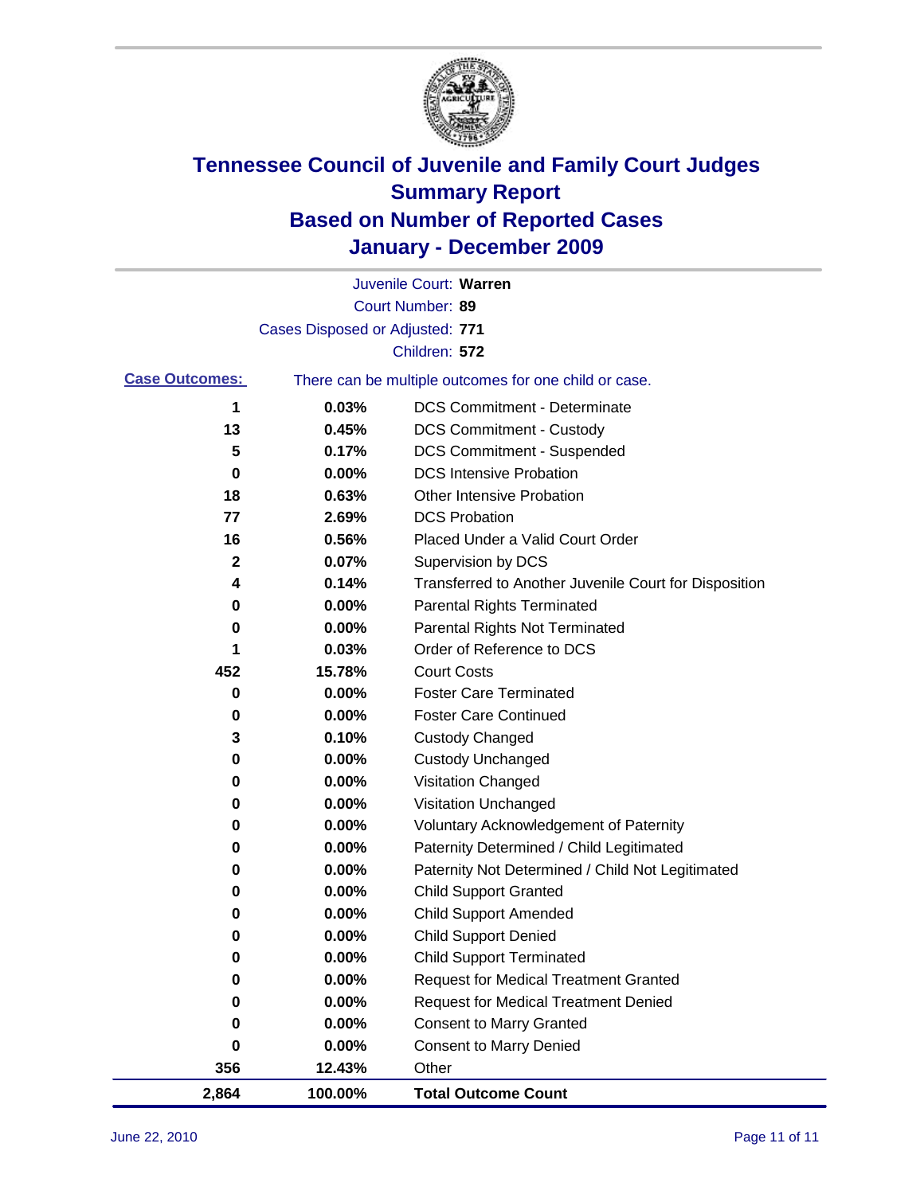# Tennessee Council of Juvenile and Family Court Judges
# Summary Report
# Based on Number of Reported Cases
# January - December 2009

Juvenile Court: **Warren**

Court Number: **89**

Cases Disposed or Adjusted: **771**

Children: **572**

**Case Outcomes:** There can be multiple outcomes for one child or case.

| | | |
|---|---|---|
| 1 | 0.03% | DCS Commitment - Determinate |
| 13 | 0.45% | DCS Commitment - Custody |
| 5 | 0.17% | DCS Commitment - Suspended |
| 0 | 0.00% | DCS Intensive Probation |
| 18 | 0.63% | Other Intensive Probation |
| 77 | 2.69% | DCS Probation |
| 16 | 0.56% | Placed Under a Valid Court Order |
| 2 | 0.07% | Supervision by DCS |
| 4 | 0.14% | Transferred to Another Juvenile Court for Disposition |
| 0 | 0.00% | Parental Rights Terminated |
| 0 | 0.00% | Parental Rights Not Terminated |
| 1 | 0.03% | Order of Reference to DCS |
| 452 | 15.78% | Court Costs |
| 0 | 0.00% | Foster Care Terminated |
| 0 | 0.00% | Foster Care Continued |
| 3 | 0.10% | Custody Changed |
| 0 | 0.00% | Custody Unchanged |
| 0 | 0.00% | Visitation Changed |
| 0 | 0.00% | Visitation Unchanged |
| 0 | 0.00% | Voluntary Acknowledgement of Paternity |
| 0 | 0.00% | Paternity Determined / Child Legitimated |
| 0 | 0.00% | Paternity Not Determined / Child Not Legitimated |
| 0 | 0.00% | Child Support Granted |
| 0 | 0.00% | Child Support Amended |
| 0 | 0.00% | Child Support Denied |
| 0 | 0.00% | Child Support Terminated |
| 0 | 0.00% | Request for Medical Treatment Granted |
| 0 | 0.00% | Request for Medical Treatment Denied |
| 0 | 0.00% | Consent to Marry Granted |
| 0 | 0.00% | Consent to Marry Denied |
| 356 | 12.43% | Other |
| **2,864** | **100.00%** | **Total Outcome Count** |

June 22, 2010